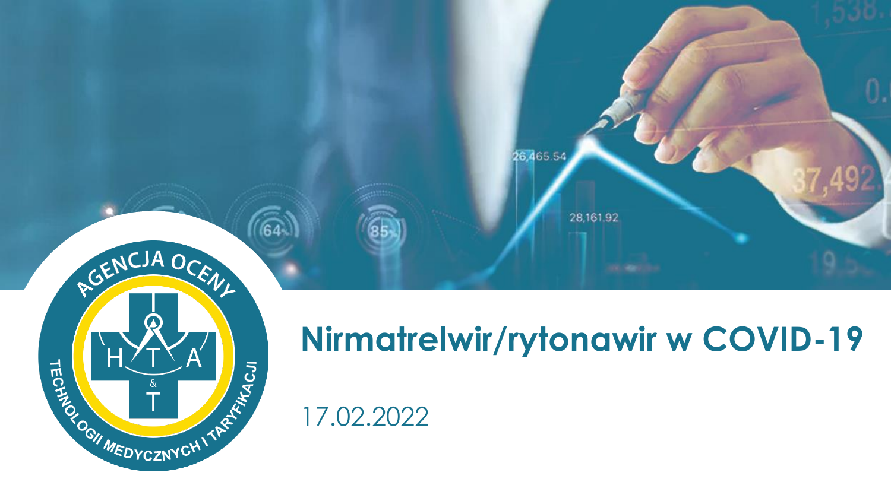# Nirmatrelwir/rytonawir w COVID-19

17.02.2022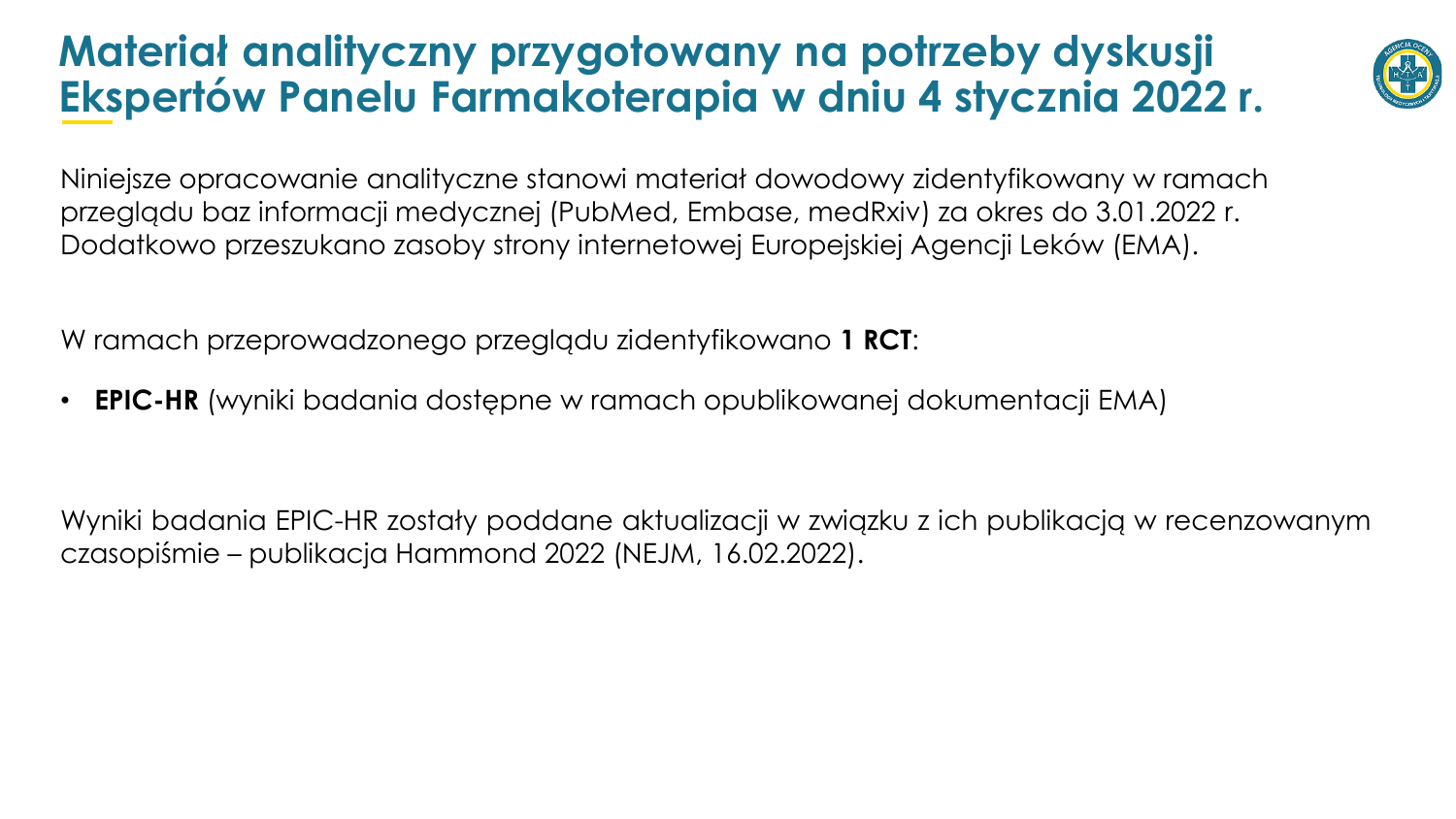# Materiał analityczny przygotowany na potrzeby dyskusji Ekspertów Panelu Farmakoterapia w dniu 4 stycznia 2022 r.

Niniejsze opracowanie analityczne stanowi materiał dowodowy zidentyfikowany w ramach przeglądu baz informacji medycznej (PubMed, Embase, medRxiv) za okres do 3.01.2022 r. Dodatkowo przeszukano zasoby strony internetowej Europejskiej Agencji Leków (EMA).

W ramach przeprowadzonego przeglądu zidentyfikowano **1 RCT**:

- **EPIC-HR** (wyniki badania dostępne w ramach opublikowanej dokumentacji EMA)

Wyniki badania EPIC-HR zostały poddane aktualizacji w związku z ich publikacją w recenzowanym czasopiśmie – publikacja Hammond 2022 (NEJM, 16.02.2022).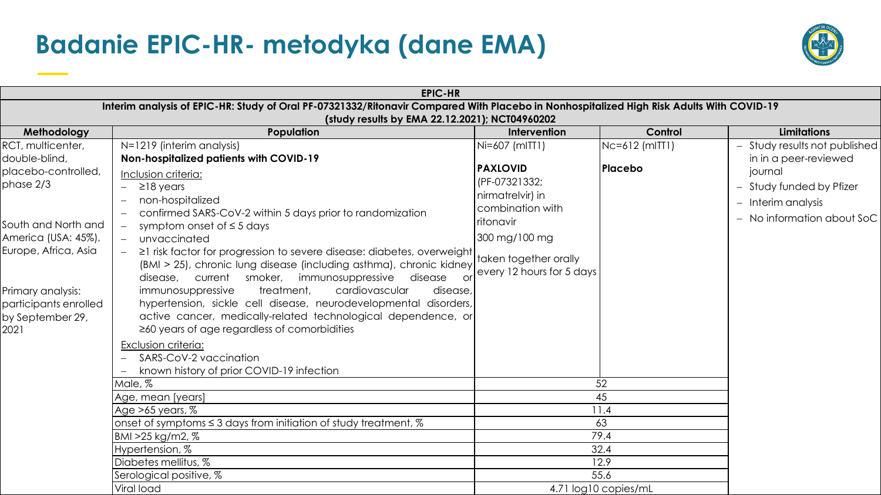# Badanie EPIC-HR- metodyka (dane EMA)

| EPIC-HR | | | | |
|---|---|---|---|---|
| Interim analysis of EPIC-HR: Study of Oral PF-07321332/Ritonavir Compared With Placebo in Nonhospitalized High Risk Adults With COVID-19 (study results by EMA 22.12.2021); NCT04960202 | | | | |
| **Methodology** | **Population** | **Intervention** | **Control** | **Limitations** |
| RCT, multicenter, double-blind, placebo-controlled, phase 2/3<br><br>South and North and America (USA: 45%), Europe, Africa, Asia<br><br>Primary analysis: participants enrolled by September 29, 2021 | N=1219 (interim analysis)<br>**Non-hospitalized patients with COVID-19**<br>Inclusion criteria:<br>– ≥18 years<br>– non-hospitalized<br>– confirmed SARS-CoV-2 within 5 days prior to randomization<br>– symptom onset of ≤ 5 days<br>– unvaccinated<br>– ≥1 risk factor for progression to severe disease: diabetes, overweight (BMI > 25), chronic lung disease (including asthma), chronic kidney disease, current smoker, immunosuppressive disease or immunosuppressive treatment, cardiovascular disease, hypertension, sickle cell disease, neurodevelopmental disorders, active cancer, medically-related technological dependence, or ≥60 years of age regardless of comorbidities<br>Exclusion criteria:<br>– SARS-CoV-2 vaccination<br>– known history of prior COVID-19 infection | Ni=607 (mITT1)<br><br>**PAXLOVID**<br>(PF-07321332; nirmatrelvir) in combination with ritonavir<br>300 mg/100 mg<br>taken together orally every 12 hours for 5 days | Nc=612 (mITT1)<br><br>**Placebo** | – Study results not published in in a peer-reviewed journal<br>– Study funded by Pfizer<br>– Interim analysis<br>– No information about SoC |
| | Male, % | 52 | | |
| | Age, mean [years] | 45 | | |
| | Age >65 years, % | 11.4 | | |
| | onset of symptoms ≤ 3 days from initiation of study treatment, % | 63 | | |
| | BMI >25 kg/m2, % | 79.4 | | |
| | Hypertension, % | 32.4 | | |
| | Diabetes mellitus, % | 12.9 | | |
| | Serological positive, % | 55.6 | | |
| | Viral load | 4.71 log10 copies/mL | | |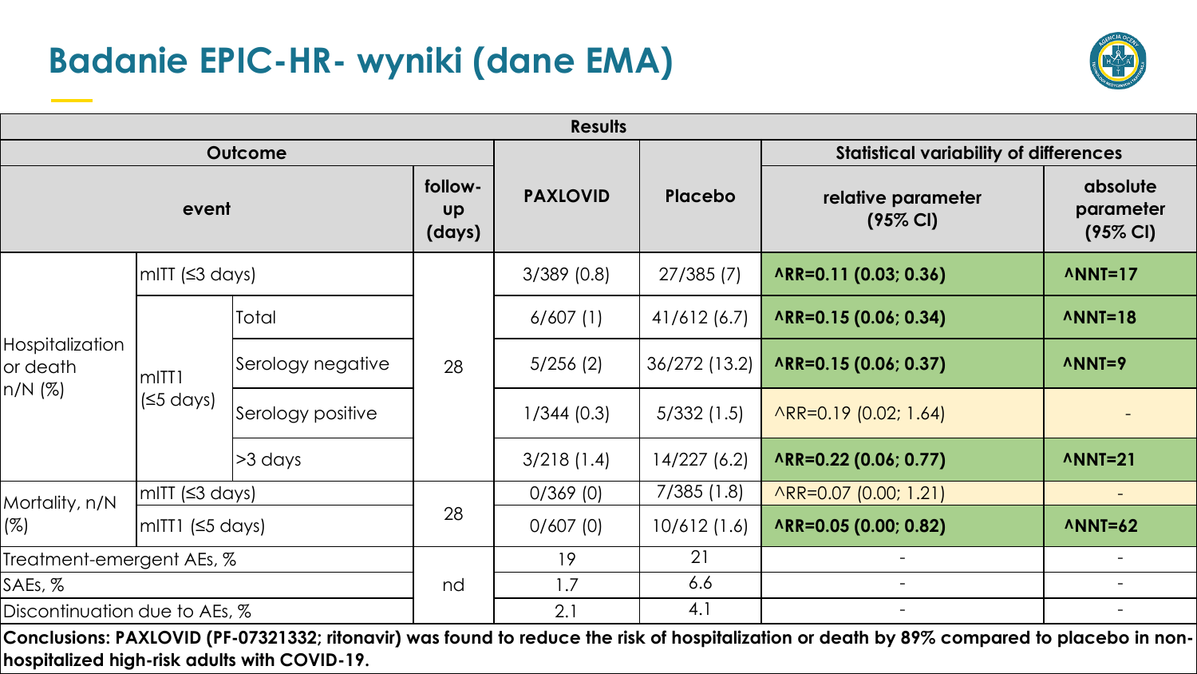# Badanie EPIC-HR- wyniki (dane EMA)

| Results | | | | | | | |
|---|---|---|---|---|---|---|---|
| Outcome | | | | | | Statistical variability of differences | |
| event | | | follow-up (days) | PAXLOVID | Placebo | relative parameter (95% CI) | absolute parameter (95% CI) |
| Hospitalization or death n/N (%) | mITT (≤3 days) | | 28 | 3/389 (0.8) | 27/385 (7) | **^RR=0.11 (0.03; 0.36)** | **^NNT=17** |
| | mITT1 (≤5 days) | Total | | 6/607 (1) | 41/612 (6.7) | **^RR=0.15 (0.06; 0.34)** | **^NNT=18** |
| | | Serology negative | | 5/256 (2) | 36/272 (13.2) | **^RR=0.15 (0.06; 0.37)** | **^NNT=9** |
| | | Serology positive | | 1/344 (0.3) | 5/332 (1.5) | ^RR=0.19 (0.02; 1.64) | - |
| | | >3 days | | 3/218 (1.4) | 14/227 (6.2) | **^RR=0.22 (0.06; 0.77)** | **^NNT=21** |
| Mortality, n/N (%) | mITT (≤3 days) | | 28 | 0/369 (0) | 7/385 (1.8) | ^RR=0.07 (0.00; 1.21) | - |
| | mITT1 (≤5 days) | | | 0/607 (0) | 10/612 (1.6) | **^RR=0.05 (0.00; 0.82)** | **^NNT=62** |
| Treatment-emergent AEs, % | | | nd | 19 | 21 | - | - |
| SAEs, % | | | | 1.7 | 6.6 | - | - |
| Discontinuation due to AEs, % | | | | 2.1 | 4.1 | - | - |

**Conclusions: PAXLOVID (PF-07321332; ritonavir) was found to reduce the risk of hospitalization or death by 89% compared to placebo in non-hospitalized high-risk adults with COVID-19.**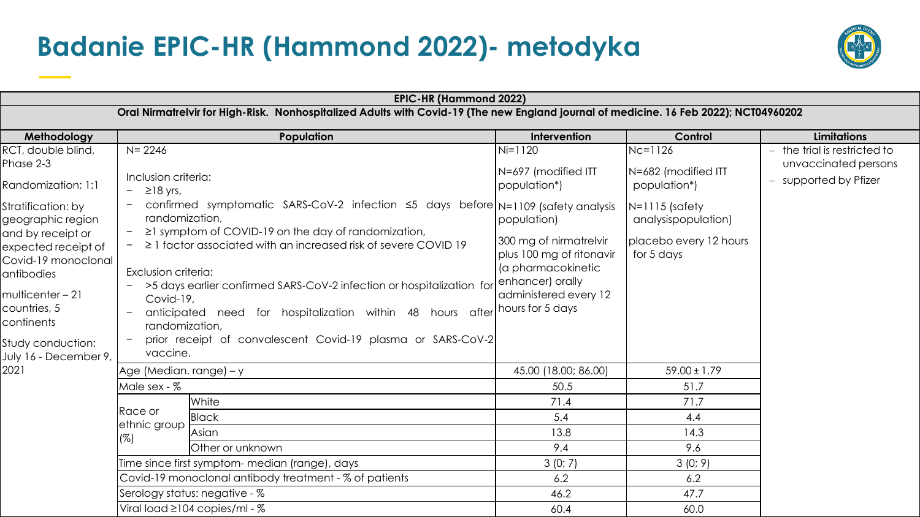# Badanie EPIC-HR (Hammond 2022)- metodyka

| EPIC-HR (Hammond 2022) | | | | | |
|---|---|---|---|---|---|
| **Oral Nirmatrelvir for High-Risk. Nonhospitalized Adults with Covid-19 (The new England journal of medicine. 16 Feb 2022); NCT04960202** | | | | | |
| **Methodology** | **Population** | | **Intervention** | **Control** | **Limitations** |
| RCT, double blind, Phase 2-3<br><br>Randomization: 1:1<br><br>Stratification: by geographic region and by receipt or expected receipt of Covid-19 monoclonal antibodies<br><br>multicenter – 21 countries, 5 continents<br><br>Study conduction: July 16 - December 9, 2021 | N= 2246<br><br>Inclusion criteria:<br>− ≥18 yrs,<br>− confirmed symptomatic SARS-CoV-2 infection ≤5 days before randomization,<br>− ≥1 symptom of COVID-19 on the day of randomization,<br>− ≥ 1 factor associated with an increased risk of severe COVID 19<br><br>Exclusion criteria:<br>− >5 days earlier confirmed SARS-CoV-2 infection or hospitalization for Covid-19,<br>− anticipated need for hospitalization within 48 hours after randomization,<br>− prior receipt of convalescent Covid-19 plasma or SARS-CoV-2 vaccine. | | Ni=1120<br><br>N=697 (modified ITT population*)<br><br>N=1109 (safety analysis population)<br><br>300 mg of nirmatrelvir plus 100 mg of ritonavir (a pharmacokinetic enhancer) orally administered every 12 hours for 5 days | Nc=1126<br><br>N=682 (modified ITT population*)<br><br>N=1115 (safety analysispopulation)<br><br>placebo every 12 hours for 5 days | − the trial is restricted to unvaccinated persons<br>− supported by Pfizer |
| | Age (Median. range) – y | | 45.00 (18.00; 86.00) | 59.00 ± 1.79 | |
| | Male sex - % | | 50.5 | 51.7 | |
| | Race or ethnic group (%) | White | 71.4 | 71.7 | |
| | | Black | 5.4 | 4.4 | |
| | | Asian | 13.8 | 14.3 | |
| | | Other or unknown | 9.4 | 9.6 | |
| | Time since first symptom- median (range), days | | 3 (0; 7) | 3 (0; 9) | |
| | Covid-19 monoclonal antibody treatment - % of patients | | 6.2 | 6.2 | |
| | Serology status: negative - % | | 46.2 | 47.7 | |
| | Viral load ≥104 copies/ml - % | | 60.4 | 60.0 | |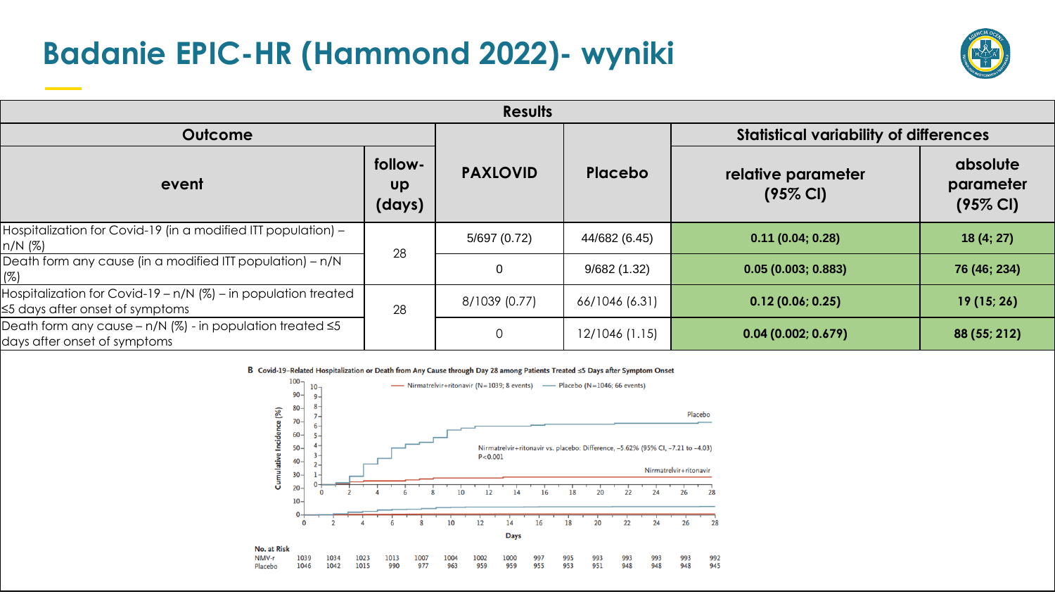# Badanie EPIC-HR (Hammond 2022)- wyniki

| Results | | | | | |
|---|---|---|---|---|---|
| **Outcome** | | | | **Statistical variability of differences** | |
| **event** | **follow-up (days)** | **PAXLOVID** | **Placebo** | **relative parameter (95% CI)** | **absolute parameter (95% CI)** |
| Hospitalization for Covid-19 (in a modified ITT population) – n/N (%) | 28 | 5/697 (0.72) | 44/682 (6.45) | **0.11 (0.04; 0.28)** | **18 (4; 27)** |
| Death form any cause (in a modified ITT population) – n/N (%) | | 0 | 9/682 (1.32) | **0.05 (0.003; 0.883)** | **76 (46; 234)** |
| Hospitalization for Covid-19 – n/N (%) – in population treated ≤5 days after onset of symptoms | 28 | 8/1039 (0.77) | 66/1046 (6.31) | **0.12 (0.06; 0.25)** | **19 (15; 26)** |
| Death form any cause – n/N (%) - in population treated ≤5 days after onset of symptoms | | 0 | 12/1046 (1.15) | **0.04 (0.002; 0.679)** | **88 (55; 212)** |

**B** Covid-19–Related Hospitalization or Death from Any Cause through Day 28 among Patients Treated ≤5 Days after Symptom Onset

Nirmatrelvir+ritonavir (N=1039; 8 events) — Placebo (N=1046; 66 events)

Nirmatrelvir+ritonavir vs. placebo: Difference, −5.62% (95% CI, −7.21 to −4.03)
P<0.001

| No. at Risk | 0 | 2 | 4 | 6 | 8 | 10 | 12 | 14 | 16 | 18 | 20 | 22 | 24 | 26 | 28 |
|---|---|---|---|---|---|---|---|---|---|---|---|---|---|---|---|
| NMV-r | 1039 | 1034 | 1023 | 1013 | 1007 | 1004 | 1002 | 1000 | 997 | 995 | 993 | 993 | 993 | 993 | 992 |
| Placebo | 1046 | 1042 | 1015 | 990 | 977 | 963 | 959 | 959 | 955 | 953 | 951 | 948 | 948 | 948 | 945 |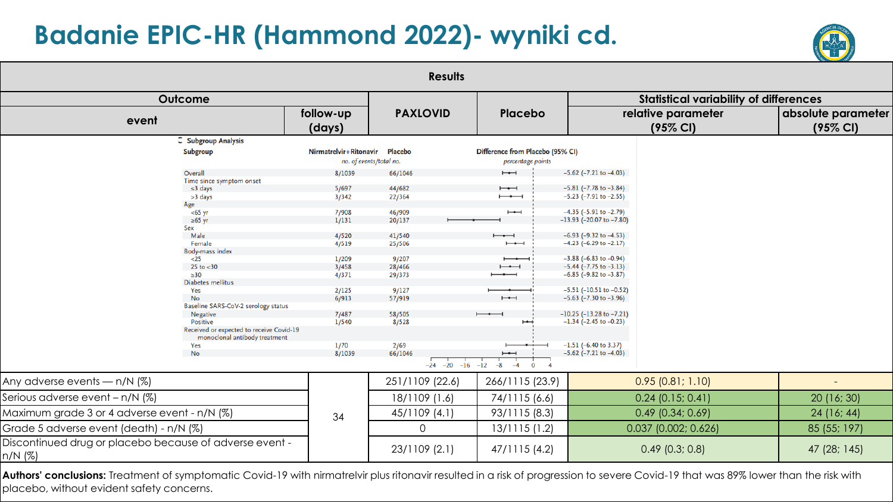# Badanie EPIC-HR (Hammond 2022)- wyniki cd.

| Results | | | | | |
|---|---|---|---|---|---|
| Outcome | | PAXLOVID | Placebo | Statistical variability of differences | |
| event | follow-up (days) | | | relative parameter (95% CI) | absolute parameter (95% CI) |

C Subgroup Analysis

Subgroup | Nirmatrelvir+Ritonavir | Placebo | Difference from Placebo (95% CI)

no. of events/total no. | percentage points

Overall 8/1039 66/1046 −5.62 (−7.21 to −4.03)

Time since symptom onset

≤3 days 5/697 44/682 −5.81 (−7.78 to −3.84)

>3 days 3/342 22/364 −5.23 (−7.91 to −2.55)

Age

<65 yr 7/908 46/909 −4.35 (−5.91 to −2.79)

≥65 yr 1/131 20/137 −13.93 (−20.07 to −7.80)

Sex

Male 4/520 41/540 −6.93 (−9.32 to −4.53)

Female 4/519 25/506 −4.23 (−6.29 to −2.17)

Body-mass index

<25 1/209 9/207 −3.88 (−6.83 to −0.94)

25 to <30 3/458 28/466 −5.44 (−7.75 to −3.13)

≥30 4/371 29/373 −6.85 (−9.82 to −3.87)

Diabetes mellitus

Yes 2/125 9/127 −5.51 (−10.51 to −0.52)

No 6/913 57/919 −5.63 (−7.30 to −3.96)

Baseline SARS-CoV-2 serology status

Negative 7/487 58/505 −10.25 (−13.28 to −7.21)

Positive 1/540 8/528 −1.34 (−2.45 to −0.23)

Received or expected to receive Covid-19 monoclonal antibody treatment

Yes 1/70 2/69 −1.51 (−6.40 to 3.37)

No 8/1039 66/1046 −5.62 (−7.21 to −4.03)

−24 −20 −16 −12 −8 −4 0 4

| event | follow-up (days) | PAXLOVID | Placebo | relative parameter (95% CI) | absolute parameter (95% CI) |
|---|---|---|---|---|---|
| Any adverse events — n/N (%) | 34 | 251/1109 (22.6) | 266/1115 (23.9) | 0.95 (0.81; 1.10) | - |
| Serious adverse event – n/N (%) | | 18/1109 (1.6) | 74/1115 (6.6) | 0.24 (0.15; 0.41) | 20 (16; 30) |
| Maximum grade 3 or 4 adverse event - n/N (%) | | 45/1109 (4.1) | 93/1115 (8.3) | 0.49 (0.34; 0.69) | 24 (16; 44) |
| Grade 5 adverse event (death) - n/N (%) | | 0 | 13/1115 (1.2) | 0.037 (0.002; 0.626) | 85 (55; 197) |
| Discontinued drug or placebo because of adverse event - n/N (%) | | 23/1109 (2.1) | 47/1115 (4.2) | 0.49 (0.3; 0.8) | 47 (28; 145) |

**Authors' conclusions:** Treatment of symptomatic Covid-19 with nirmatrelvir plus ritonavir resulted in a risk of progression to severe Covid-19 that was 89% lower than the risk with placebo, without evident safety concerns.